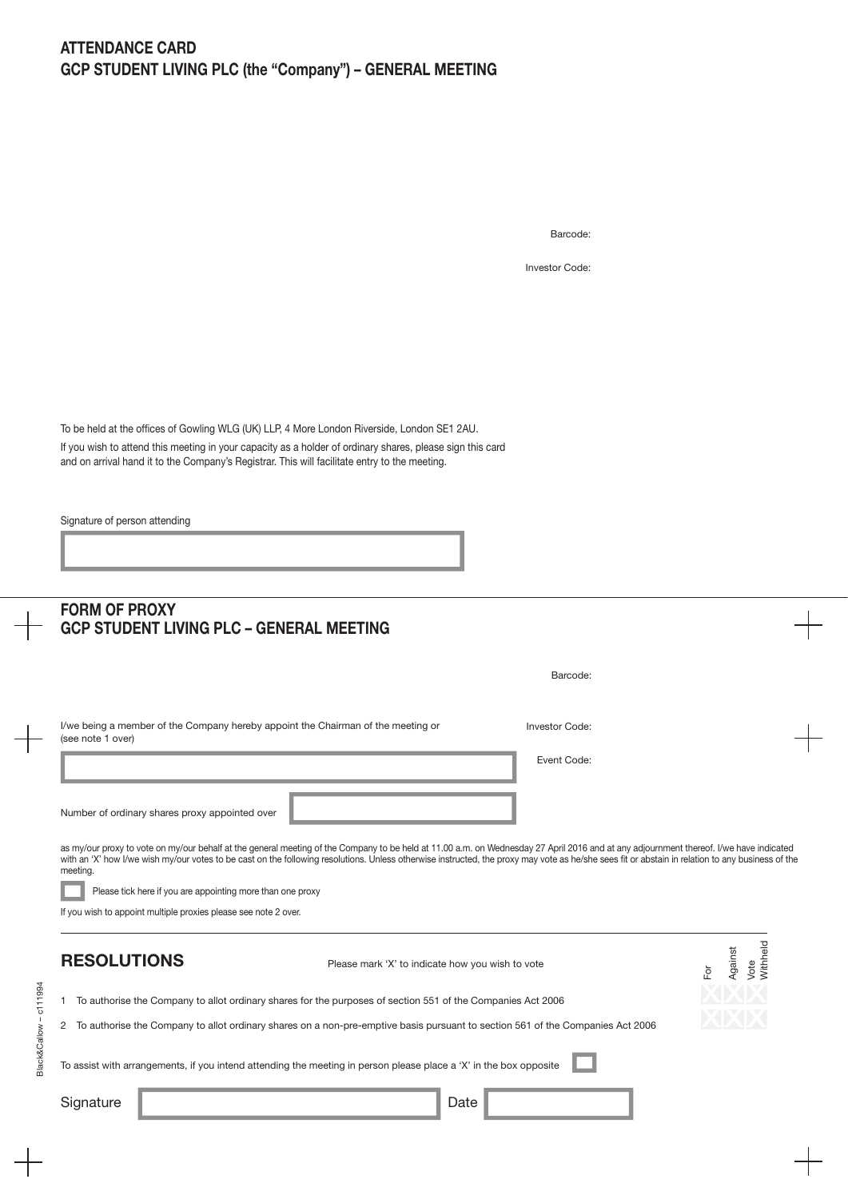## ATTENDANCE CARD
## GCP STUDENT LIVING PLC (the "Company") – GENERAL MEETING

Barcode:

Investor Code:

To be held at the offices of Gowling WLG (UK) LLP, 4 More London Riverside, London SE1 2AU.

If you wish to attend this meeting in your capacity as a holder of ordinary shares, please sign this card and on arrival hand it to the Company's Registrar. This will facilitate entry to the meeting.

Signature of person attending

## FORM OF PROXY
## GCP STUDENT LIVING PLC – GENERAL MEETING

Barcode:

I/we being a member of the Company hereby appoint the Chairman of the meeting or (see note 1 over)

Investor Code:

Event Code:

Number of ordinary shares proxy appointed over

as my/our proxy to vote on my/our behalf at the general meeting of the Company to be held at 11.00 a.m. on Wednesday 27 April 2016 and at any adjournment thereof. I/we have indicated with an 'X' how I/we wish my/our votes to be cast on the following resolutions. Unless otherwise instructed, the proxy may vote as he/she sees fit or abstain in relation to any business of the meeting.

Please tick here if you are appointing more than one proxy

If you wish to appoint multiple proxies please see note 2 over.

## RESOLUTIONS

Please mark 'X' to indicate how you wish to vote

| | Resolution | For | Against | Vote Withheld |
|---|---|---|---|---|
| 1 | To authorise the Company to allot ordinary shares for the purposes of section 551 of the Companies Act 2006 | | | |
| 2 | To authorise the Company to allot ordinary shares on a non-pre-emptive basis pursuant to section 561 of the Companies Act 2006 | | | |

To assist with arrangements, if you intend attending the meeting in person please place a 'X' in the box opposite

Signature

Date

Black&Callow – c111994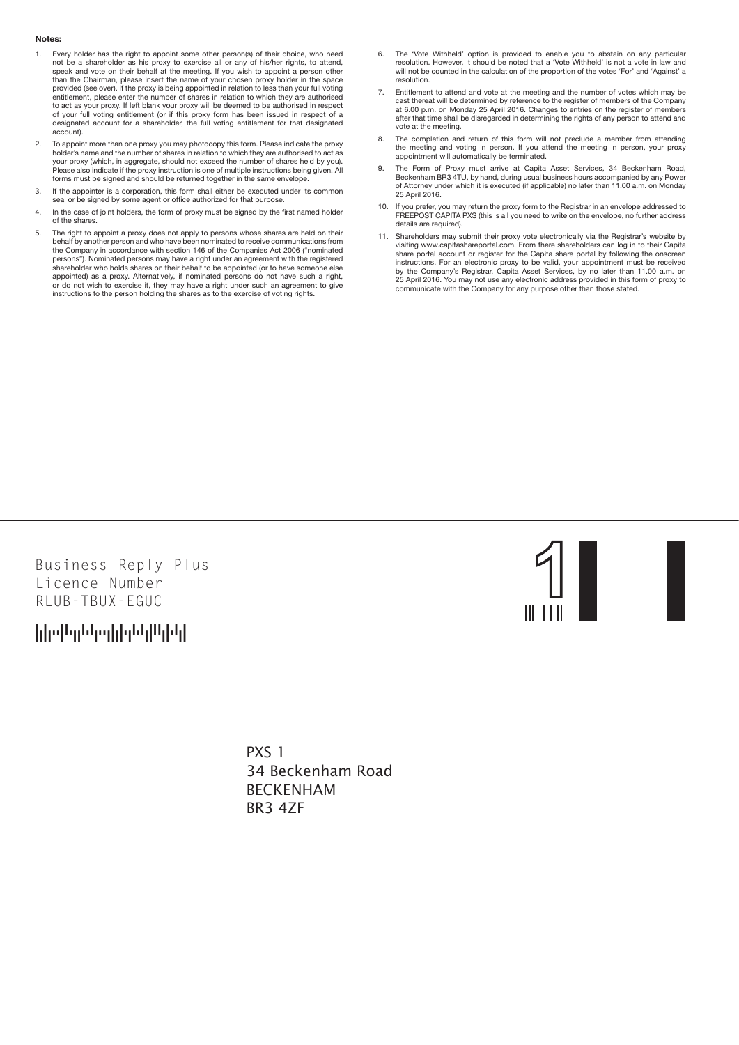**Notes:**

1. Every holder has the right to appoint some other person(s) of their choice, who need not be a shareholder as his proxy to exercise all or any of his/her rights, to attend, speak and vote on their behalf at the meeting. If you wish to appoint a person other than the Chairman, please insert the name of your chosen proxy holder in the space provided (see over). If the proxy is being appointed in relation to less than your full voting entitlement, please enter the number of shares in relation to which they are authorised to act as your proxy. If left blank your proxy will be deemed to be authorised in respect of your full voting entitlement (or if this proxy form has been issued in respect of a designated account for a shareholder, the full voting entitlement for that designated account).
2. To appoint more than one proxy you may photocopy this form. Please indicate the proxy holder's name and the number of shares in relation to which they are authorised to act as your proxy (which, in aggregate, should not exceed the number of shares held by you). Please also indicate if the proxy instruction is one of multiple instructions being given. All forms must be signed and should be returned together in the same envelope.
3. If the appointer is a corporation, this form shall either be executed under its common seal or be signed by some agent or office authorized for that purpose.
4. In the case of joint holders, the form of proxy must be signed by the first named holder of the shares.
5. The right to appoint a proxy does not apply to persons whose shares are held on their behalf by another person and who have been nominated to receive communications from the Company in accordance with section 146 of the Companies Act 2006 ("nominated persons"). Nominated persons may have a right under an agreement with the registered shareholder who holds shares on their behalf to be appointed (or to have someone else appointed) as a proxy. Alternatively, if nominated persons do not have such a right, or do not wish to exercise it, they may have a right under such an agreement to give instructions to the person holding the shares as to the exercise of voting rights.
6. The 'Vote Withheld' option is provided to enable you to abstain on any particular resolution. However, it should be noted that a 'Vote Withheld' is not a vote in law and will not be counted in the calculation of the proportion of the votes 'For' and 'Against' a resolution.
7. Entitlement to attend and vote at the meeting and the number of votes which may be cast thereat will be determined by reference to the register of members of the Company at 6.00 p.m. on Monday 25 April 2016. Changes to entries on the register of members after that time shall be disregarded in determining the rights of any person to attend and vote at the meeting.
8. The completion and return of this form will not preclude a member from attending the meeting and voting in person. If you attend the meeting in person, your proxy appointment will automatically be terminated.
9. The Form of Proxy must arrive at Capita Asset Services, 34 Beckenham Road, Beckenham BR3 4TU, by hand, during usual business hours accompanied by any Power of Attorney under which it is executed (if applicable) no later than 11.00 a.m. on Monday 25 April 2016.
10. If you prefer, you may return the proxy form to the Registrar in an envelope addressed to FREEPOST CAPITA PXS (this is all you need to write on the envelope, no further address details are required).
11. Shareholders may submit their proxy vote electronically via the Registrar's website by visiting www.capitashareportal.com. From there shareholders can log in to their Capita share portal account or register for the Capita share portal by following the onscreen instructions. For an electronic proxy to be valid, your appointment must be received by the Company's Registrar, Capita Asset Services, by no later than 11.00 a.m. on 25 April 2016. You may not use any electronic address provided in this form of proxy to communicate with the Company for any purpose other than those stated.

Business Reply Plus
Licence Number
RLUB-TBUX-EGUC

1

PXS 1
34 Beckenham Road
BECKENHAM
BR3 4ZF